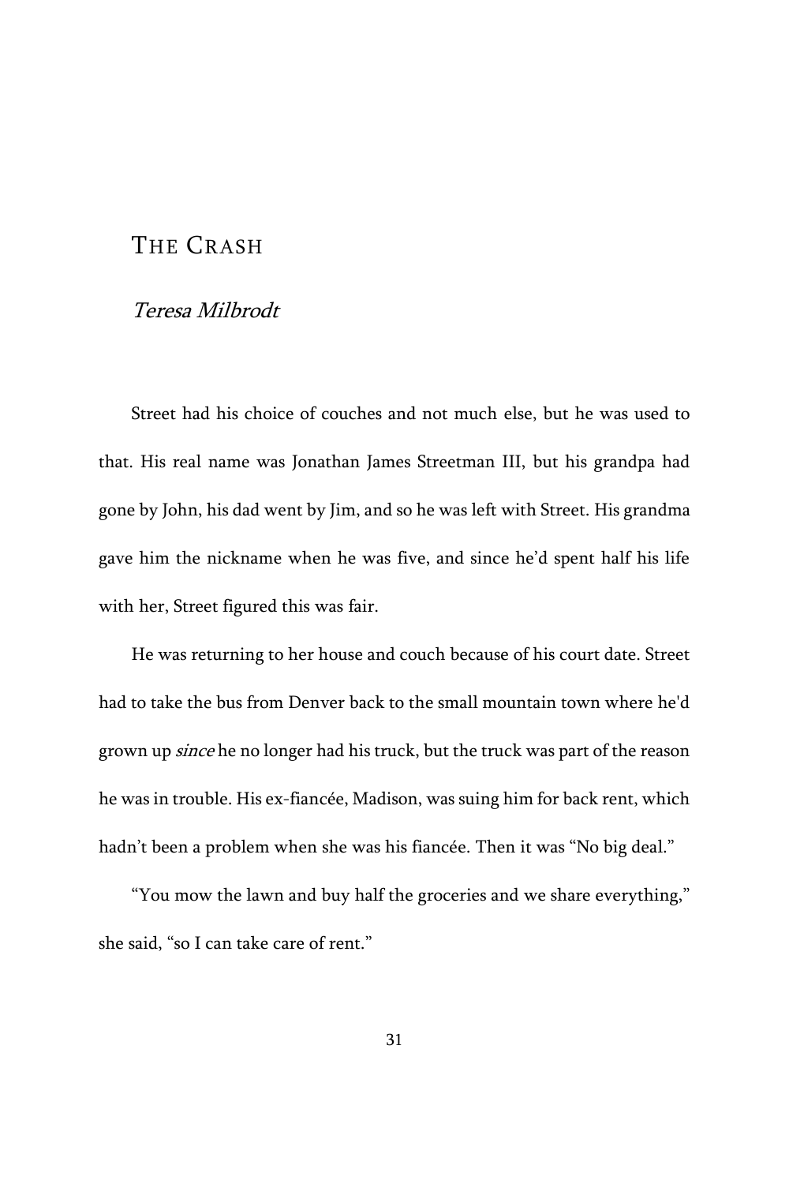# The Crash

*Teresa Milbrodt*

Street had his choice of couches and not much else, but he was used to that. His real name was Jonathan James Streetman III, but his grandpa had gone by John, his dad went by Jim, and so he was left with Street. His grandma gave him the nickname when he was five, and since he'd spent half his life with her, Street figured this was fair.

He was returning to her house and couch because of his court date. Street had to take the bus from Denver back to the small mountain town where he'd grown up *since* he no longer had his truck, but the truck was part of the reason he was in trouble. His ex-fiancée, Madison, was suing him for back rent, which hadn't been a problem when she was his fiancée. Then it was "No big deal."

"You mow the lawn and buy half the groceries and we share everything," she said, "so I can take care of rent."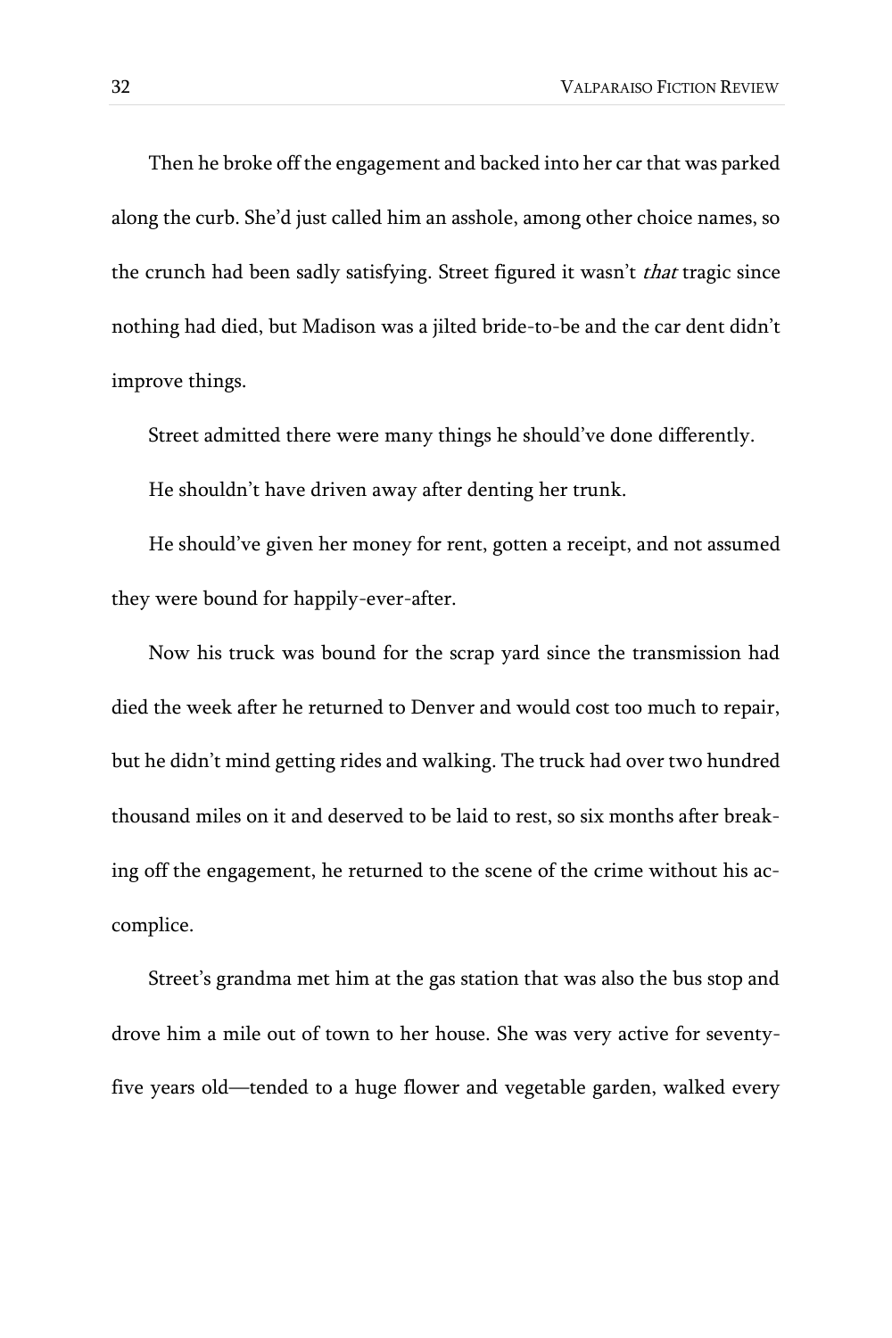Then he broke off the engagement and backed into her car that was parked along the curb. She'd just called him an asshole, among other choice names, so the crunch had been sadly satisfying. Street figured it wasn't *that* tragic since nothing had died, but Madison was a jilted bride-to-be and the car dent didn't improve things.

Street admitted there were many things he should've done differently.

He shouldn't have driven away after denting her trunk.

He should've given her money for rent, gotten a receipt, and not assumed they were bound for happily-ever-after.

Now his truck was bound for the scrap yard since the transmission had died the week after he returned to Denver and would cost too much to repair, but he didn't mind getting rides and walking. The truck had over two hundred thousand miles on it and deserved to be laid to rest, so six months after breaking off the engagement, he returned to the scene of the crime without his accomplice.

Street's grandma met him at the gas station that was also the bus stop and drove him a mile out of town to her house. She was very active for seventy-five years old—tended to a huge flower and vegetable garden, walked every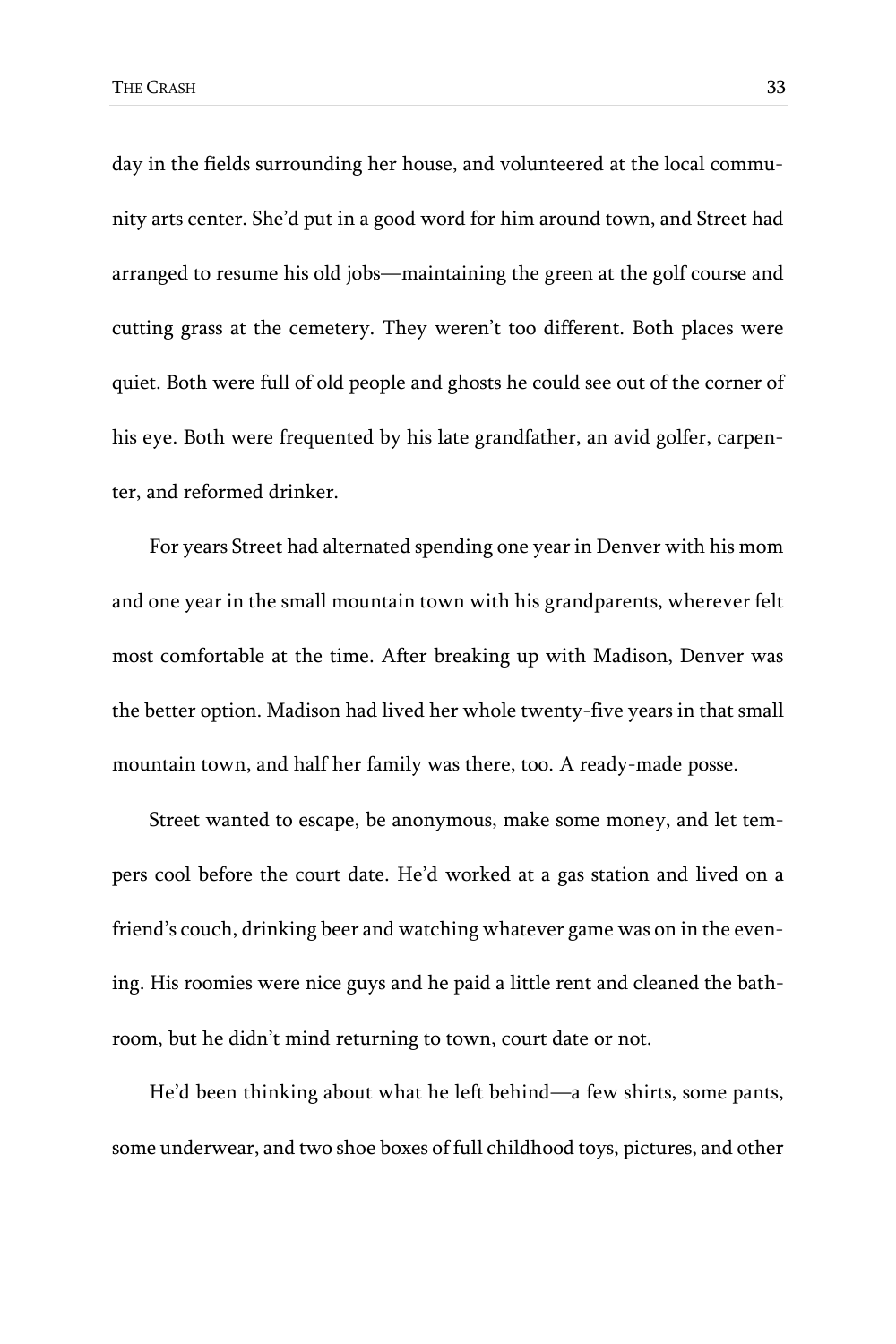day in the fields surrounding her house, and volunteered at the local community arts center. She'd put in a good word for him around town, and Street had arranged to resume his old jobs—maintaining the green at the golf course and cutting grass at the cemetery. They weren't too different. Both places were quiet. Both were full of old people and ghosts he could see out of the corner of his eye. Both were frequented by his late grandfather, an avid golfer, carpenter, and reformed drinker.

For years Street had alternated spending one year in Denver with his mom and one year in the small mountain town with his grandparents, wherever felt most comfortable at the time. After breaking up with Madison, Denver was the better option. Madison had lived her whole twenty-five years in that small mountain town, and half her family was there, too. A ready-made posse.

Street wanted to escape, be anonymous, make some money, and let tempers cool before the court date. He'd worked at a gas station and lived on a friend's couch, drinking beer and watching whatever game was on in the evening. His roomies were nice guys and he paid a little rent and cleaned the bathroom, but he didn't mind returning to town, court date or not.

He'd been thinking about what he left behind—a few shirts, some pants, some underwear, and two shoe boxes of full childhood toys, pictures, and other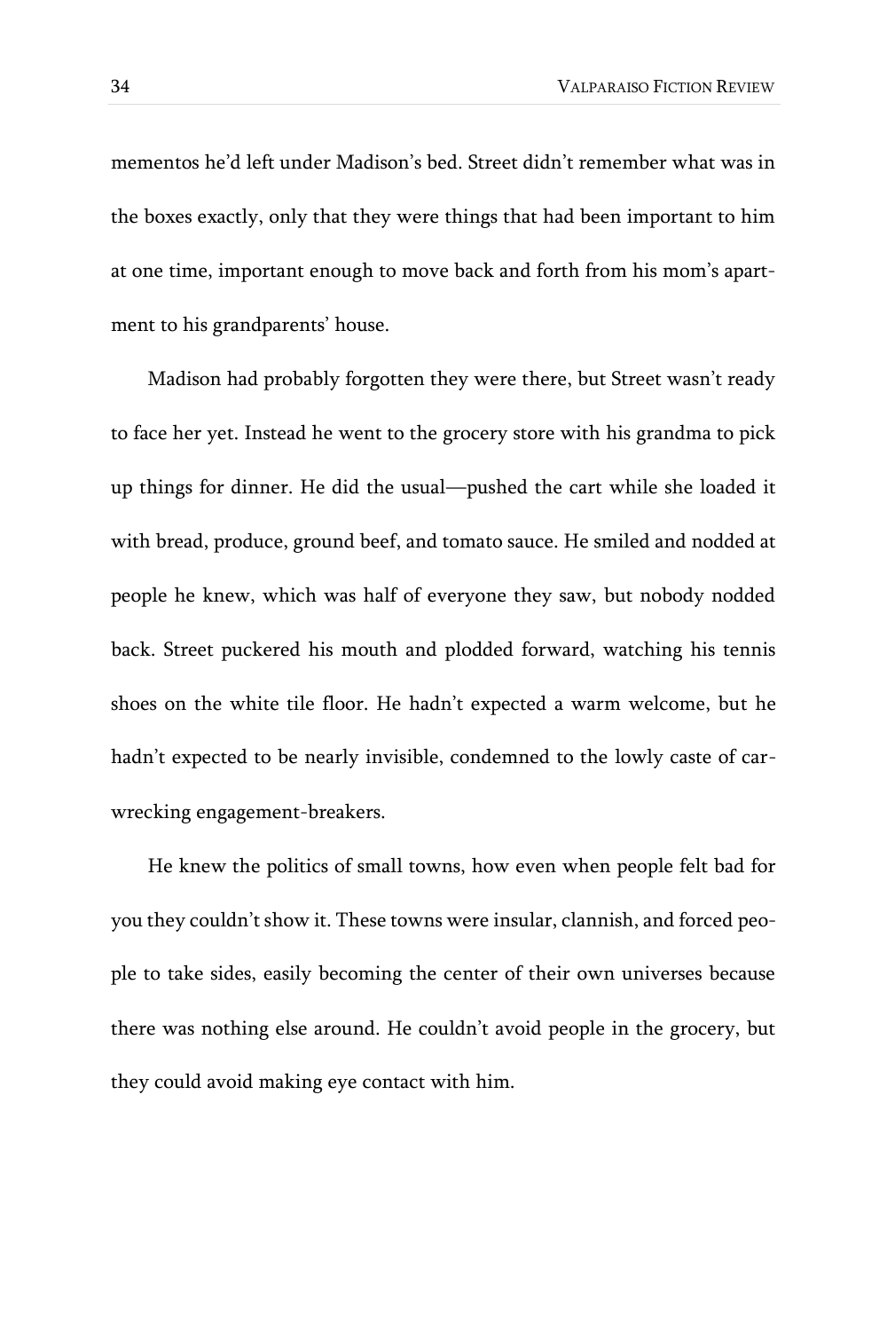mementos he'd left under Madison's bed. Street didn't remember what was in the boxes exactly, only that they were things that had been important to him at one time, important enough to move back and forth from his mom's apartment to his grandparents' house.

Madison had probably forgotten they were there, but Street wasn't ready to face her yet. Instead he went to the grocery store with his grandma to pick up things for dinner. He did the usual—pushed the cart while she loaded it with bread, produce, ground beef, and tomato sauce. He smiled and nodded at people he knew, which was half of everyone they saw, but nobody nodded back. Street puckered his mouth and plodded forward, watching his tennis shoes on the white tile floor. He hadn't expected a warm welcome, but he hadn't expected to be nearly invisible, condemned to the lowly caste of car-wrecking engagement-breakers.

He knew the politics of small towns, how even when people felt bad for you they couldn't show it. These towns were insular, clannish, and forced people to take sides, easily becoming the center of their own universes because there was nothing else around. He couldn't avoid people in the grocery, but they could avoid making eye contact with him.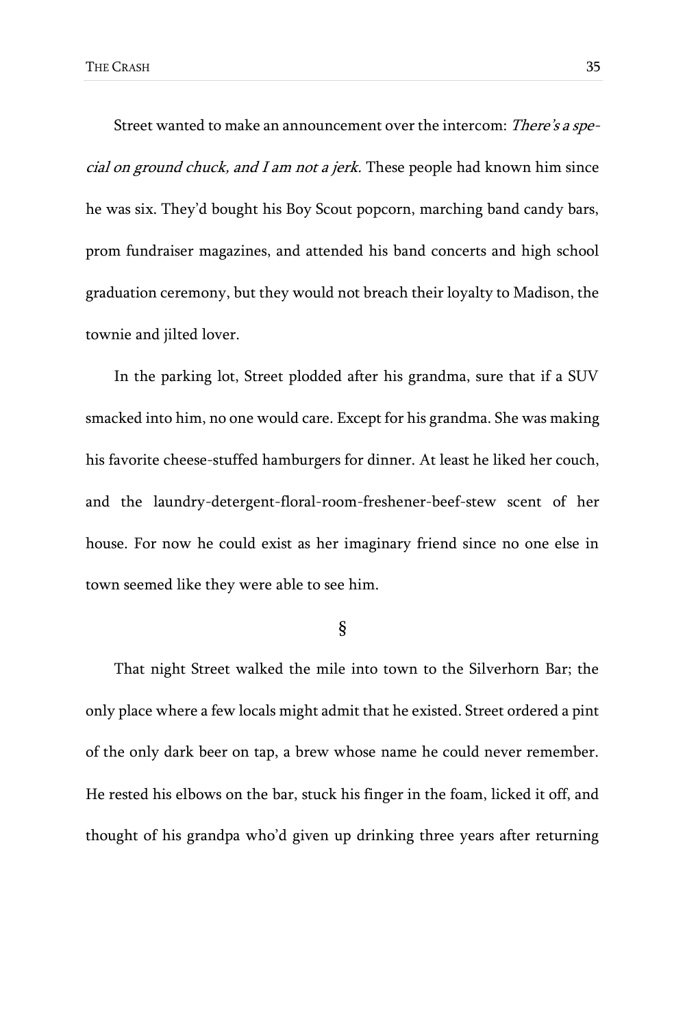Street wanted to make an announcement over the intercom: *There's a special on ground chuck, and I am not a jerk.* These people had known him since he was six. They'd bought his Boy Scout popcorn, marching band candy bars, prom fundraiser magazines, and attended his band concerts and high school graduation ceremony, but they would not breach their loyalty to Madison, the townie and jilted lover.

In the parking lot, Street plodded after his grandma, sure that if a SUV smacked into him, no one would care. Except for his grandma. She was making his favorite cheese-stuffed hamburgers for dinner. At least he liked her couch, and the laundry-detergent-floral-room-freshener-beef-stew scent of her house. For now he could exist as her imaginary friend since no one else in town seemed like they were able to see him.

§

That night Street walked the mile into town to the Silverhorn Bar; the only place where a few locals might admit that he existed. Street ordered a pint of the only dark beer on tap, a brew whose name he could never remember. He rested his elbows on the bar, stuck his finger in the foam, licked it off, and thought of his grandpa who'd given up drinking three years after returning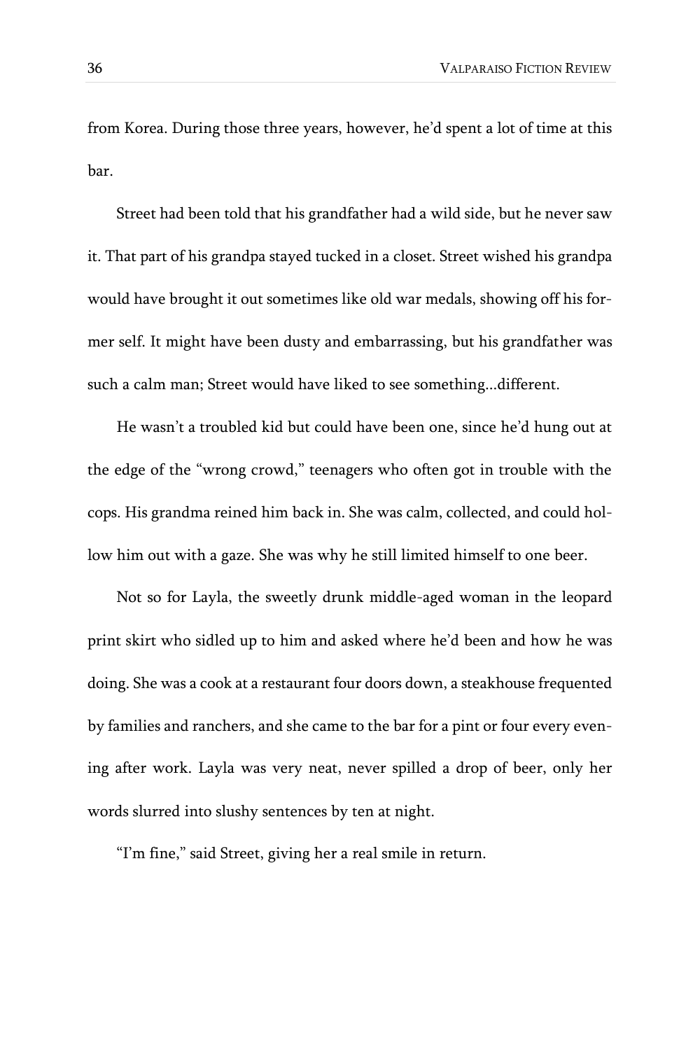from Korea. During those three years, however, he'd spent a lot of time at this bar.

Street had been told that his grandfather had a wild side, but he never saw it. That part of his grandpa stayed tucked in a closet. Street wished his grandpa would have brought it out sometimes like old war medals, showing off his former self. It might have been dusty and embarrassing, but his grandfather was such a calm man; Street would have liked to see something...different.

He wasn't a troubled kid but could have been one, since he'd hung out at the edge of the "wrong crowd," teenagers who often got in trouble with the cops. His grandma reined him back in. She was calm, collected, and could hollow him out with a gaze. She was why he still limited himself to one beer.

Not so for Layla, the sweetly drunk middle-aged woman in the leopard print skirt who sidled up to him and asked where he'd been and how he was doing. She was a cook at a restaurant four doors down, a steakhouse frequented by families and ranchers, and she came to the bar for a pint or four every evening after work. Layla was very neat, never spilled a drop of beer, only her words slurred into slushy sentences by ten at night.

"I'm fine," said Street, giving her a real smile in return.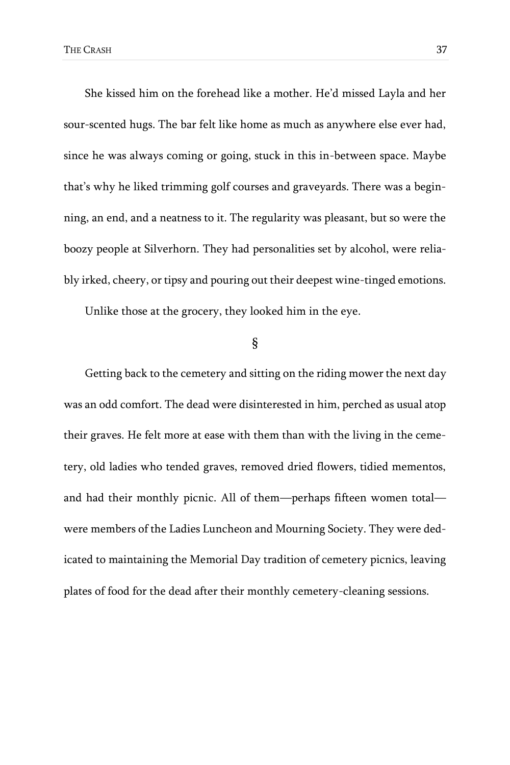She kissed him on the forehead like a mother. He'd missed Layla and her sour-scented hugs. The bar felt like home as much as anywhere else ever had, since he was always coming or going, stuck in this in-between space. Maybe that's why he liked trimming golf courses and graveyards. There was a beginning, an end, and a neatness to it. The regularity was pleasant, but so were the boozy people at Silverhorn. They had personalities set by alcohol, were reliably irked, cheery, or tipsy and pouring out their deepest wine-tinged emotions.

Unlike those at the grocery, they looked him in the eye.

§

Getting back to the cemetery and sitting on the riding mower the next day was an odd comfort. The dead were disinterested in him, perched as usual atop their graves. He felt more at ease with them than with the living in the cemetery, old ladies who tended graves, removed dried flowers, tidied mementos, and had their monthly picnic. All of them—perhaps fifteen women total—were members of the Ladies Luncheon and Mourning Society. They were dedicated to maintaining the Memorial Day tradition of cemetery picnics, leaving plates of food for the dead after their monthly cemetery-cleaning sessions.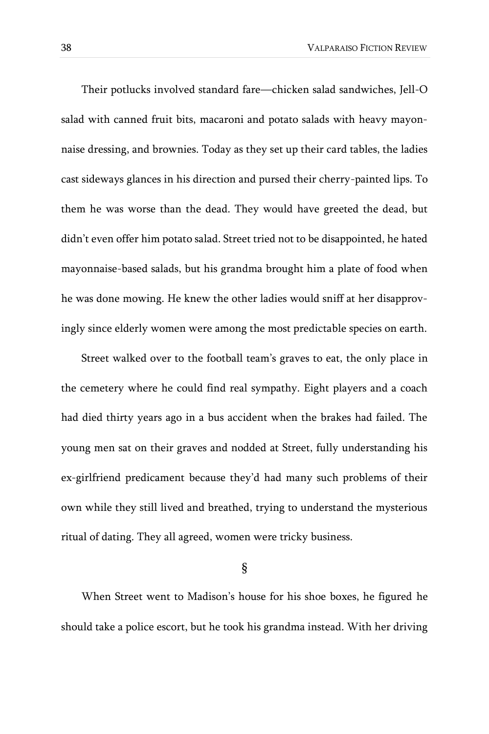Their potlucks involved standard fare—chicken salad sandwiches, Jell-O salad with canned fruit bits, macaroni and potato salads with heavy mayonnaise dressing, and brownies. Today as they set up their card tables, the ladies cast sideways glances in his direction and pursed their cherry-painted lips. To them he was worse than the dead. They would have greeted the dead, but didn't even offer him potato salad. Street tried not to be disappointed, he hated mayonnaise-based salads, but his grandma brought him a plate of food when he was done mowing. He knew the other ladies would sniff at her disapprovingly since elderly women were among the most predictable species on earth.

Street walked over to the football team's graves to eat, the only place in the cemetery where he could find real sympathy. Eight players and a coach had died thirty years ago in a bus accident when the brakes had failed. The young men sat on their graves and nodded at Street, fully understanding his ex-girlfriend predicament because they'd had many such problems of their own while they still lived and breathed, trying to understand the mysterious ritual of dating. They all agreed, women were tricky business.

§

When Street went to Madison's house for his shoe boxes, he figured he should take a police escort, but he took his grandma instead. With her driving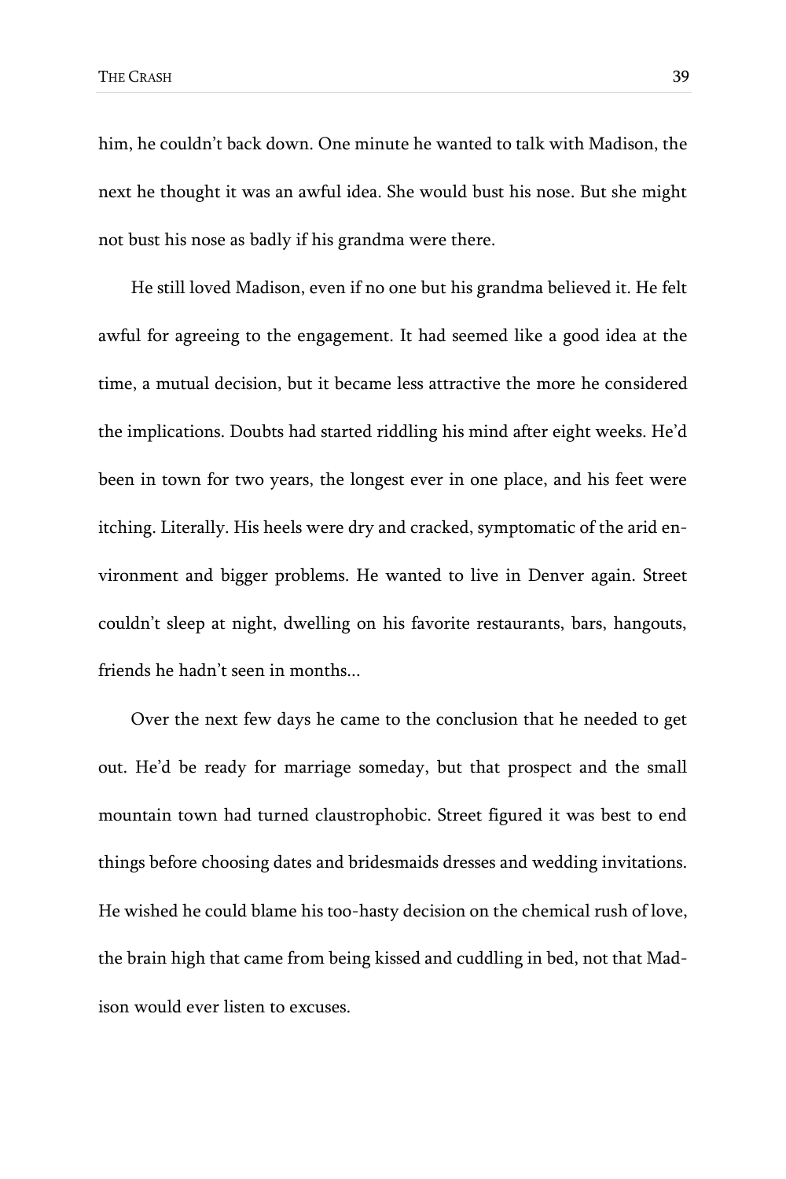him, he couldn't back down. One minute he wanted to talk with Madison, the next he thought it was an awful idea. She would bust his nose. But she might not bust his nose as badly if his grandma were there.

He still loved Madison, even if no one but his grandma believed it. He felt awful for agreeing to the engagement. It had seemed like a good idea at the time, a mutual decision, but it became less attractive the more he considered the implications. Doubts had started riddling his mind after eight weeks. He'd been in town for two years, the longest ever in one place, and his feet were itching. Literally. His heels were dry and cracked, symptomatic of the arid environment and bigger problems. He wanted to live in Denver again. Street couldn't sleep at night, dwelling on his favorite restaurants, bars, hangouts, friends he hadn't seen in months...

Over the next few days he came to the conclusion that he needed to get out. He'd be ready for marriage someday, but that prospect and the small mountain town had turned claustrophobic. Street figured it was best to end things before choosing dates and bridesmaids dresses and wedding invitations. He wished he could blame his too-hasty decision on the chemical rush of love, the brain high that came from being kissed and cuddling in bed, not that Madison would ever listen to excuses.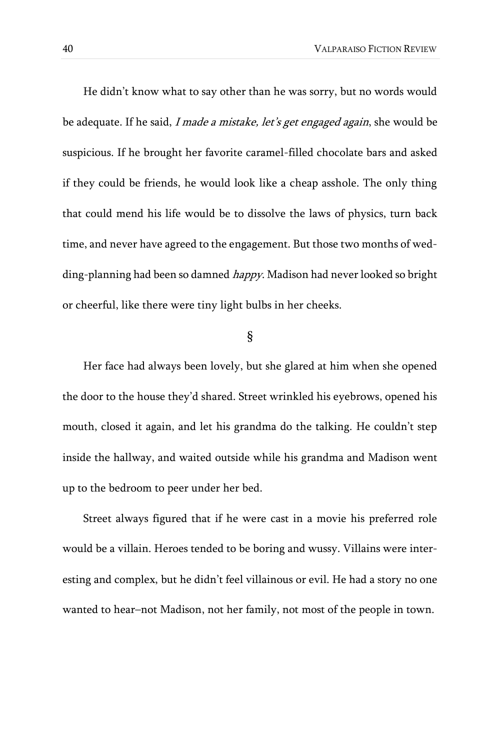He didn't know what to say other than he was sorry, but no words would be adequate. If he said, *I made a mistake, let's get engaged again*, she would be suspicious. If he brought her favorite caramel-filled chocolate bars and asked if they could be friends, he would look like a cheap asshole. The only thing that could mend his life would be to dissolve the laws of physics, turn back time, and never have agreed to the engagement. But those two months of wedding-planning had been so damned *happy*. Madison had never looked so bright or cheerful, like there were tiny light bulbs in her cheeks.

§

Her face had always been lovely, but she glared at him when she opened the door to the house they'd shared. Street wrinkled his eyebrows, opened his mouth, closed it again, and let his grandma do the talking. He couldn't step inside the hallway, and waited outside while his grandma and Madison went up to the bedroom to peer under her bed.

Street always figured that if he were cast in a movie his preferred role would be a villain. Heroes tended to be boring and wussy. Villains were interesting and complex, but he didn't feel villainous or evil. He had a story no one wanted to hear–not Madison, not her family, not most of the people in town.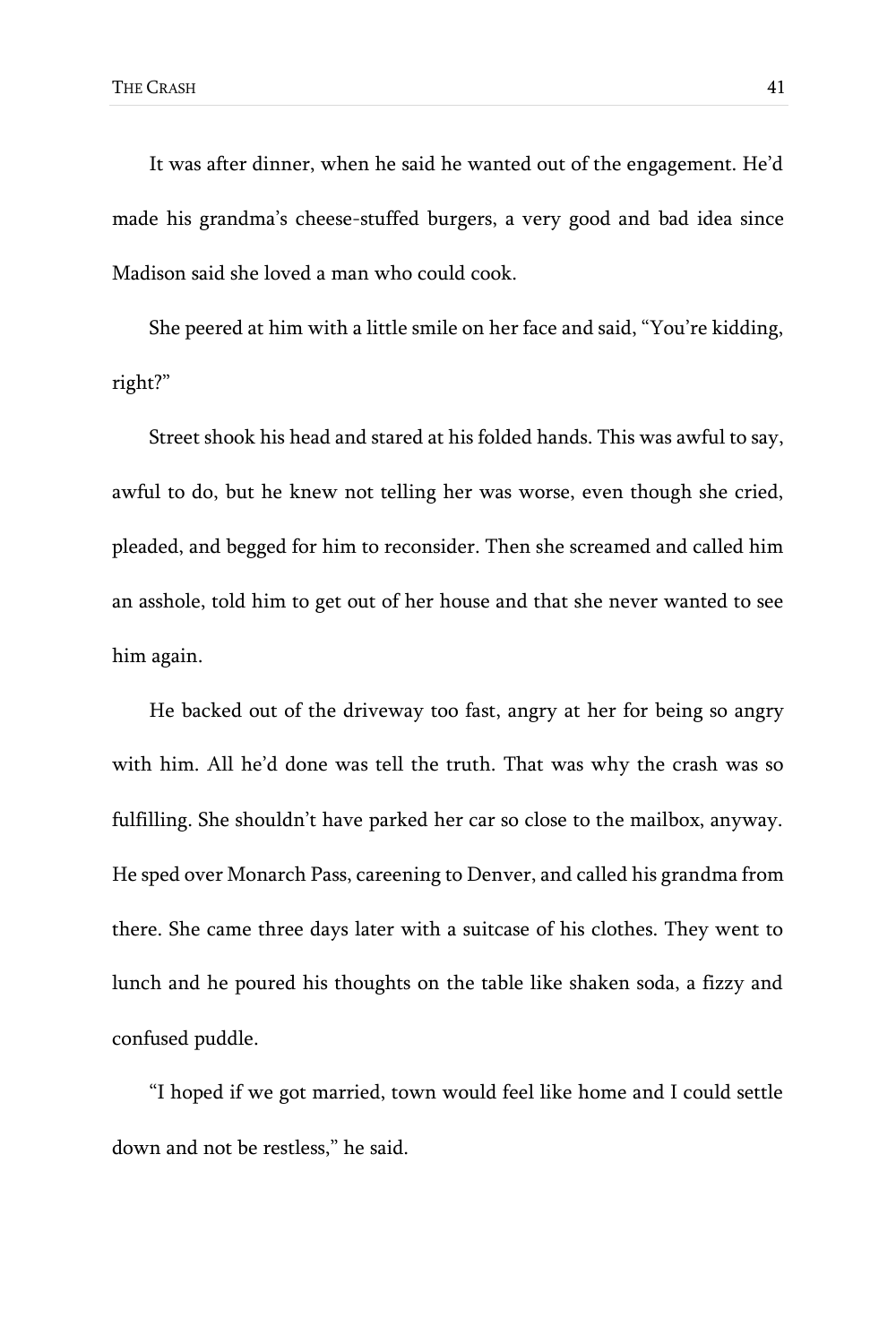It was after dinner, when he said he wanted out of the engagement. He'd made his grandma's cheese-stuffed burgers, a very good and bad idea since Madison said she loved a man who could cook.

She peered at him with a little smile on her face and said, "You're kidding, right?"

Street shook his head and stared at his folded hands. This was awful to say, awful to do, but he knew not telling her was worse, even though she cried, pleaded, and begged for him to reconsider. Then she screamed and called him an asshole, told him to get out of her house and that she never wanted to see him again.

He backed out of the driveway too fast, angry at her for being so angry with him. All he'd done was tell the truth. That was why the crash was so fulfilling. She shouldn't have parked her car so close to the mailbox, anyway. He sped over Monarch Pass, careening to Denver, and called his grandma from there. She came three days later with a suitcase of his clothes. They went to lunch and he poured his thoughts on the table like shaken soda, a fizzy and confused puddle.

"I hoped if we got married, town would feel like home and I could settle down and not be restless," he said.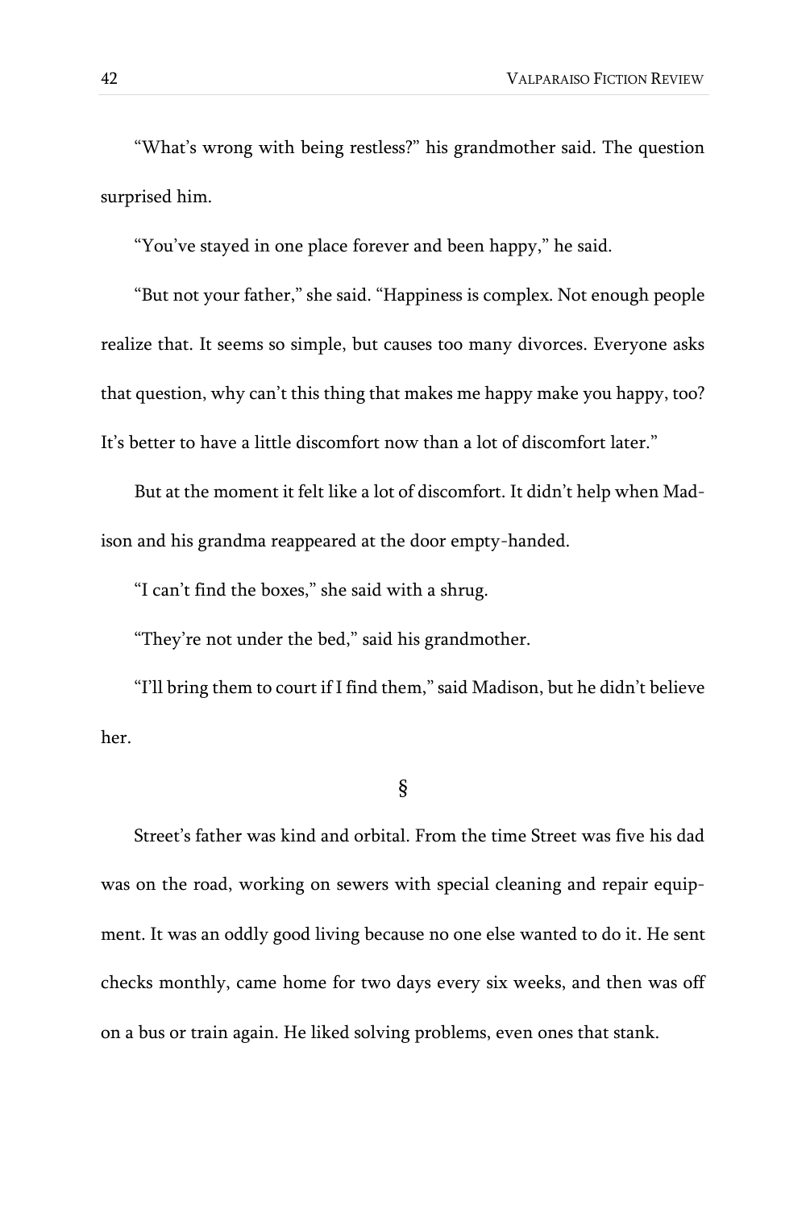"What's wrong with being restless?" his grandmother said. The question surprised him.

"You've stayed in one place forever and been happy," he said.

"But not your father," she said. "Happiness is complex. Not enough people realize that. It seems so simple, but causes too many divorces. Everyone asks that question, why can't this thing that makes me happy make you happy, too? It's better to have a little discomfort now than a lot of discomfort later."

But at the moment it felt like a lot of discomfort. It didn't help when Madison and his grandma reappeared at the door empty-handed.

"I can't find the boxes," she said with a shrug.

"They're not under the bed," said his grandmother.

"I'll bring them to court if I find them," said Madison, but he didn't believe her.

§

Street's father was kind and orbital. From the time Street was five his dad was on the road, working on sewers with special cleaning and repair equipment. It was an oddly good living because no one else wanted to do it. He sent checks monthly, came home for two days every six weeks, and then was off on a bus or train again. He liked solving problems, even ones that stank.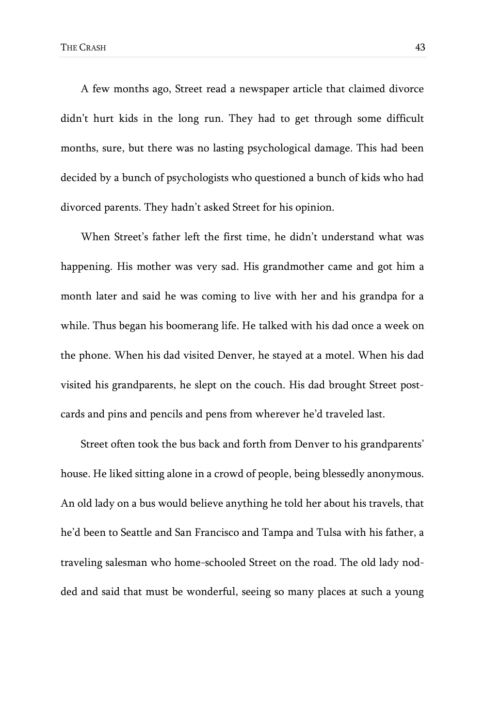A few months ago, Street read a newspaper article that claimed divorce didn't hurt kids in the long run. They had to get through some difficult months, sure, but there was no lasting psychological damage. This had been decided by a bunch of psychologists who questioned a bunch of kids who had divorced parents. They hadn't asked Street for his opinion.

When Street's father left the first time, he didn't understand what was happening. His mother was very sad. His grandmother came and got him a month later and said he was coming to live with her and his grandpa for a while. Thus began his boomerang life. He talked with his dad once a week on the phone. When his dad visited Denver, he stayed at a motel. When his dad visited his grandparents, he slept on the couch. His dad brought Street postcards and pins and pencils and pens from wherever he'd traveled last.

Street often took the bus back and forth from Denver to his grandparents' house. He liked sitting alone in a crowd of people, being blessedly anonymous. An old lady on a bus would believe anything he told her about his travels, that he'd been to Seattle and San Francisco and Tampa and Tulsa with his father, a traveling salesman who home-schooled Street on the road. The old lady nodded and said that must be wonderful, seeing so many places at such a young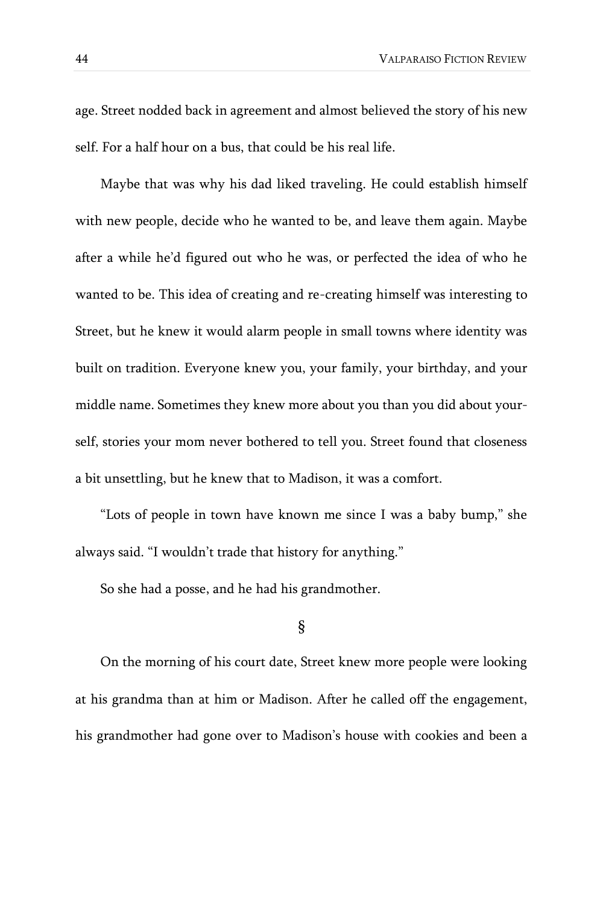age. Street nodded back in agreement and almost believed the story of his new self. For a half hour on a bus, that could be his real life.

Maybe that was why his dad liked traveling. He could establish himself with new people, decide who he wanted to be, and leave them again. Maybe after a while he'd figured out who he was, or perfected the idea of who he wanted to be. This idea of creating and re-creating himself was interesting to Street, but he knew it would alarm people in small towns where identity was built on tradition. Everyone knew you, your family, your birthday, and your middle name. Sometimes they knew more about you than you did about yourself, stories your mom never bothered to tell you. Street found that closeness a bit unsettling, but he knew that to Madison, it was a comfort.

"Lots of people in town have known me since I was a baby bump," she always said. "I wouldn't trade that history for anything."

So she had a posse, and he had his grandmother.

§

On the morning of his court date, Street knew more people were looking at his grandma than at him or Madison. After he called off the engagement, his grandmother had gone over to Madison's house with cookies and been a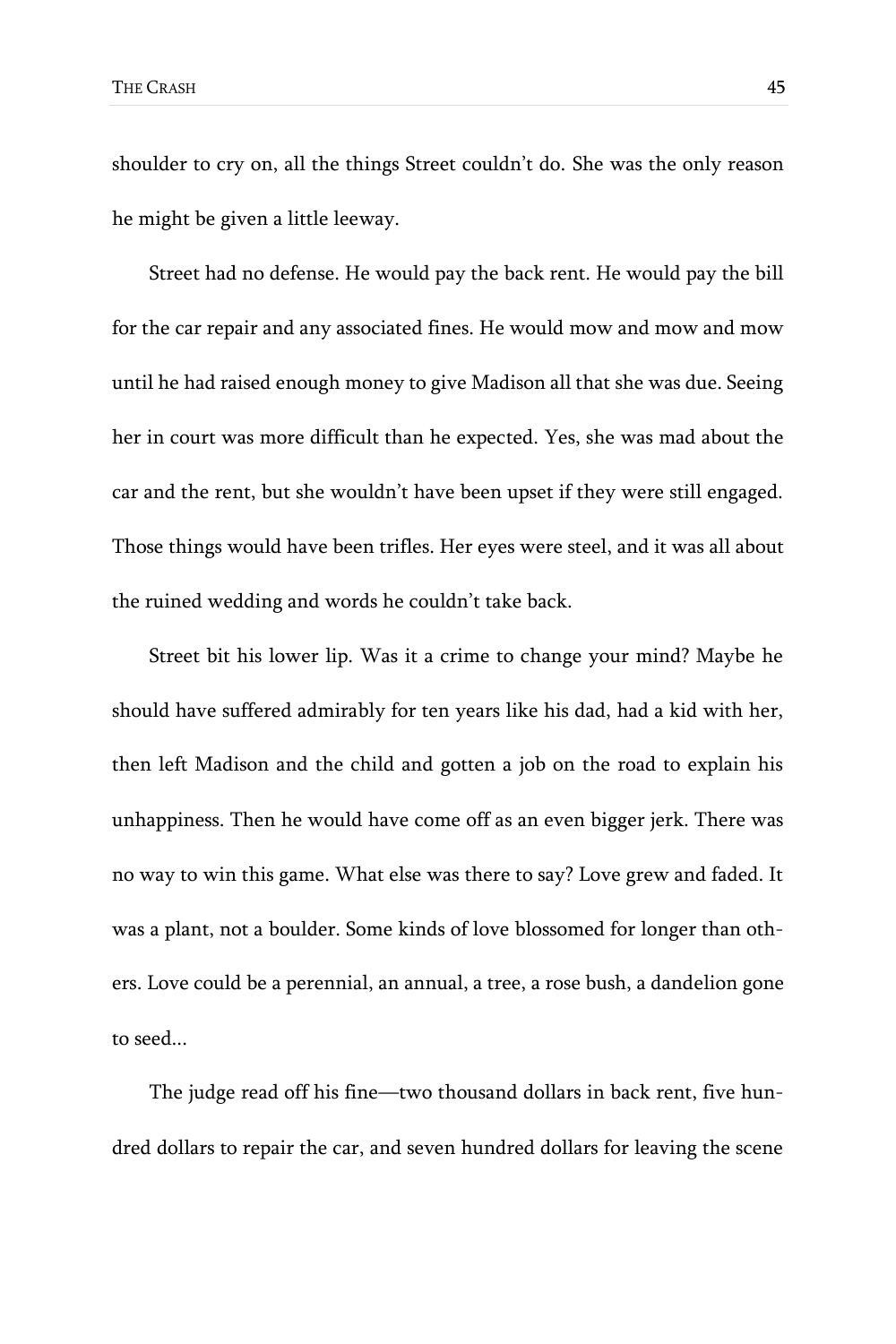shoulder to cry on, all the things Street couldn't do. She was the only reason he might be given a little leeway.

Street had no defense. He would pay the back rent. He would pay the bill for the car repair and any associated fines. He would mow and mow and mow until he had raised enough money to give Madison all that she was due. Seeing her in court was more difficult than he expected. Yes, she was mad about the car and the rent, but she wouldn't have been upset if they were still engaged. Those things would have been trifles. Her eyes were steel, and it was all about the ruined wedding and words he couldn't take back.

Street bit his lower lip. Was it a crime to change your mind? Maybe he should have suffered admirably for ten years like his dad, had a kid with her, then left Madison and the child and gotten a job on the road to explain his unhappiness. Then he would have come off as an even bigger jerk. There was no way to win this game. What else was there to say? Love grew and faded. It was a plant, not a boulder. Some kinds of love blossomed for longer than others. Love could be a perennial, an annual, a tree, a rose bush, a dandelion gone to seed...

The judge read off his fine—two thousand dollars in back rent, five hundred dollars to repair the car, and seven hundred dollars for leaving the scene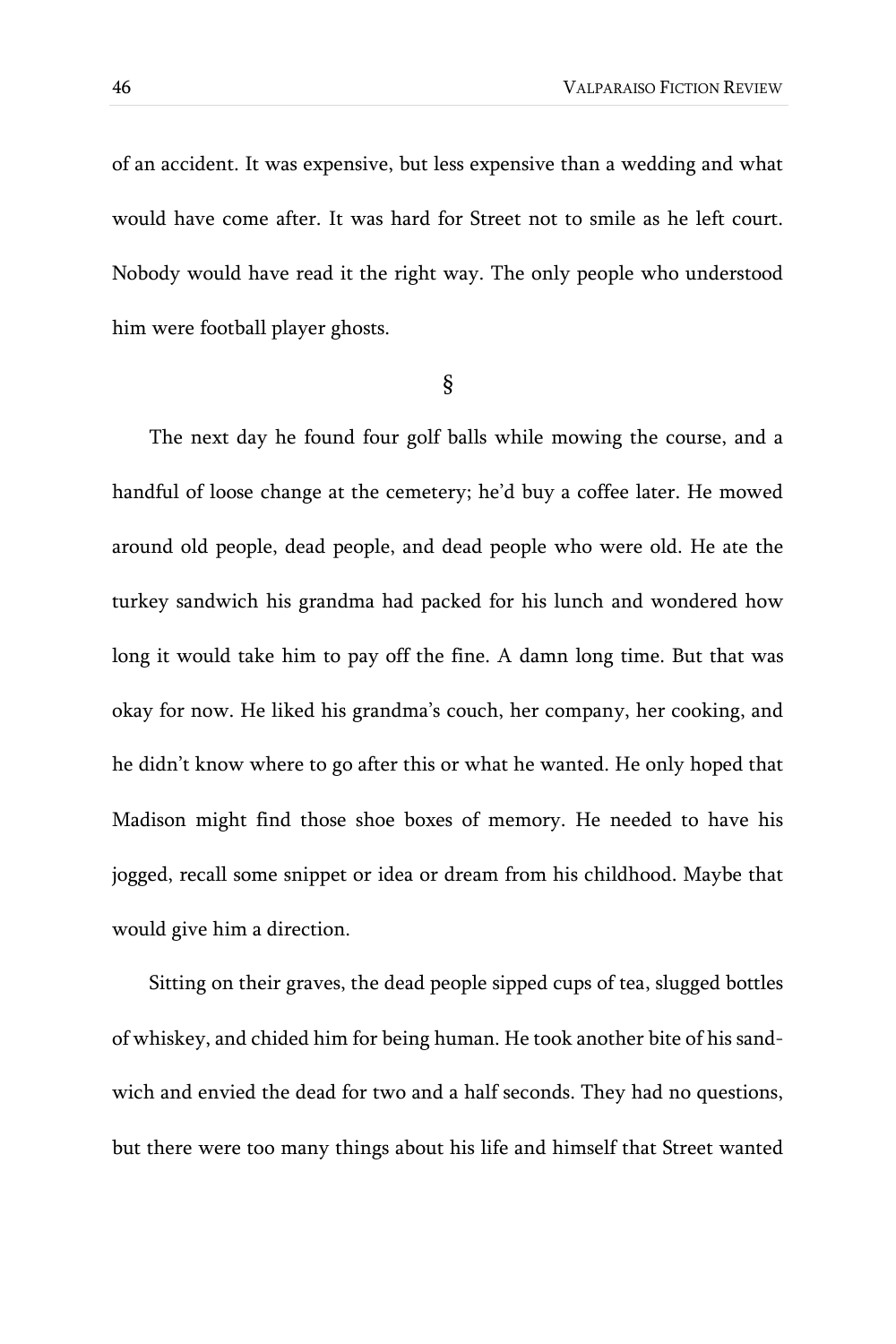of an accident. It was expensive, but less expensive than a wedding and what would have come after. It was hard for Street not to smile as he left court. Nobody would have read it the right way. The only people who understood him were football player ghosts.

§

The next day he found four golf balls while mowing the course, and a handful of loose change at the cemetery; he'd buy a coffee later. He mowed around old people, dead people, and dead people who were old. He ate the turkey sandwich his grandma had packed for his lunch and wondered how long it would take him to pay off the fine. A damn long time. But that was okay for now. He liked his grandma's couch, her company, her cooking, and he didn't know where to go after this or what he wanted. He only hoped that Madison might find those shoe boxes of memory. He needed to have his jogged, recall some snippet or idea or dream from his childhood. Maybe that would give him a direction.

Sitting on their graves, the dead people sipped cups of tea, slugged bottles of whiskey, and chided him for being human. He took another bite of his sandwich and envied the dead for two and a half seconds. They had no questions, but there were too many things about his life and himself that Street wanted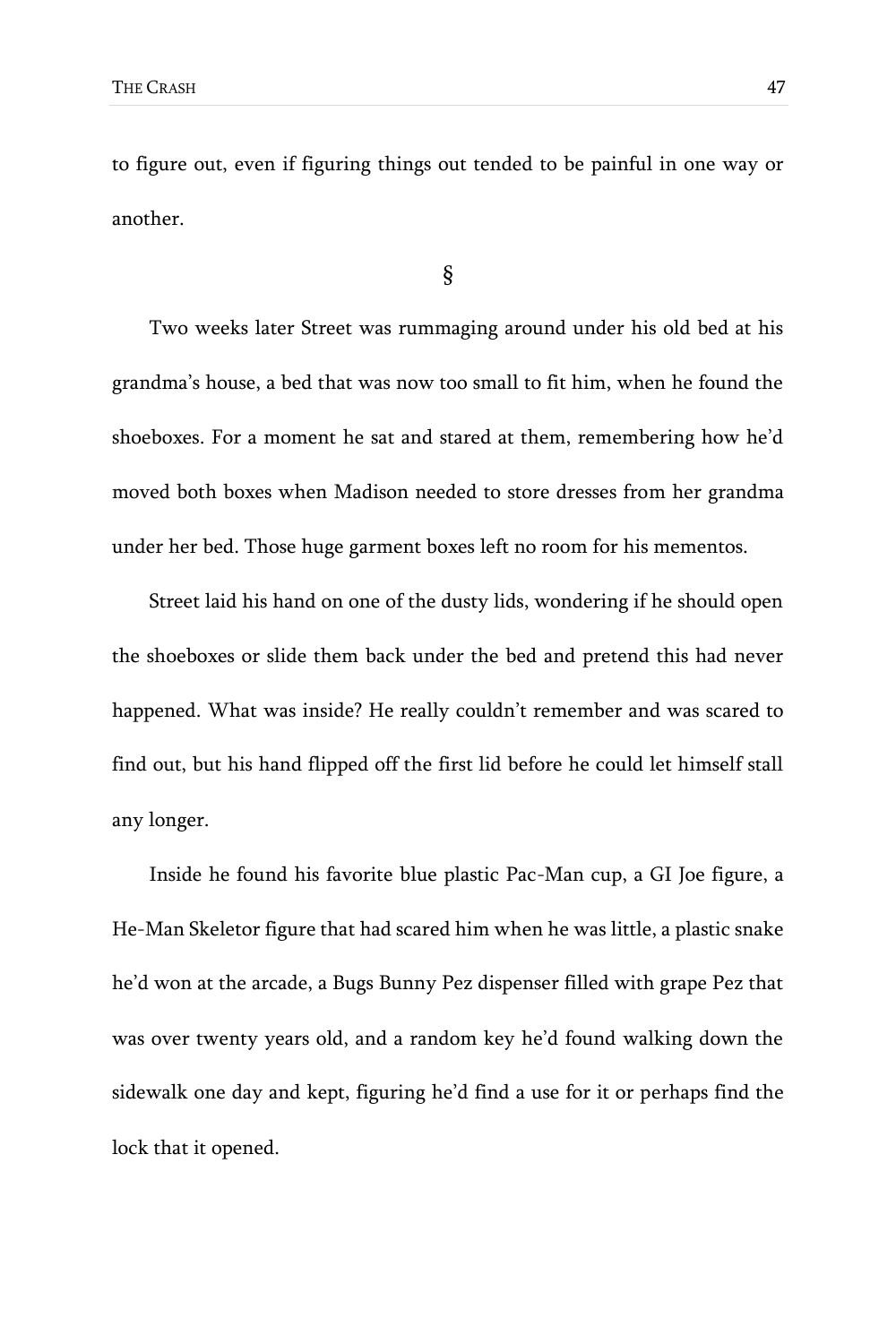to figure out, even if figuring things out tended to be painful in one way or another.

§

Two weeks later Street was rummaging around under his old bed at his grandma's house, a bed that was now too small to fit him, when he found the shoeboxes. For a moment he sat and stared at them, remembering how he'd moved both boxes when Madison needed to store dresses from her grandma under her bed. Those huge garment boxes left no room for his mementos.

Street laid his hand on one of the dusty lids, wondering if he should open the shoeboxes or slide them back under the bed and pretend this had never happened. What was inside? He really couldn't remember and was scared to find out, but his hand flipped off the first lid before he could let himself stall any longer.

Inside he found his favorite blue plastic Pac-Man cup, a GI Joe figure, a He-Man Skeletor figure that had scared him when he was little, a plastic snake he'd won at the arcade, a Bugs Bunny Pez dispenser filled with grape Pez that was over twenty years old, and a random key he'd found walking down the sidewalk one day and kept, figuring he'd find a use for it or perhaps find the lock that it opened.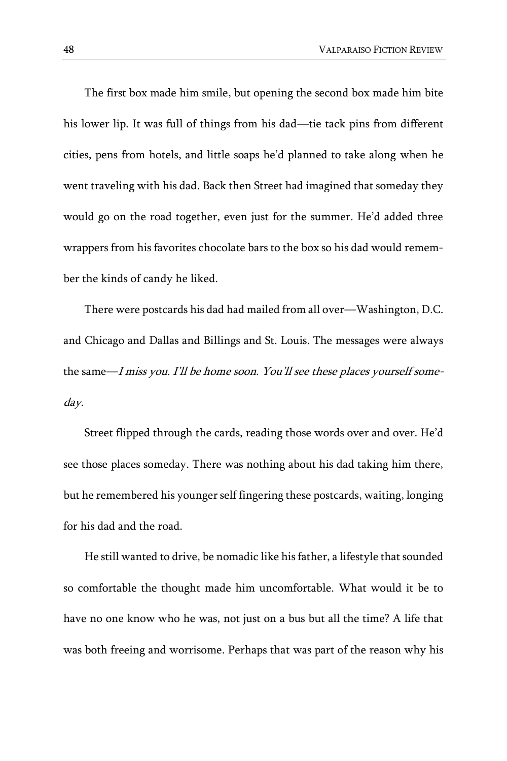The first box made him smile, but opening the second box made him bite his lower lip. It was full of things from his dad—tie tack pins from different cities, pens from hotels, and little soaps he'd planned to take along when he went traveling with his dad. Back then Street had imagined that someday they would go on the road together, even just for the summer. He'd added three wrappers from his favorites chocolate bars to the box so his dad would remember the kinds of candy he liked.

There were postcards his dad had mailed from all over—Washington, D.C. and Chicago and Dallas and Billings and St. Louis. The messages were always the same—*I miss you. I'll be home soon. You'll see these places yourself someday.*

Street flipped through the cards, reading those words over and over. He'd see those places someday. There was nothing about his dad taking him there, but he remembered his younger self fingering these postcards, waiting, longing for his dad and the road.

He still wanted to drive, be nomadic like his father, a lifestyle that sounded so comfortable the thought made him uncomfortable. What would it be to have no one know who he was, not just on a bus but all the time? A life that was both freeing and worrisome. Perhaps that was part of the reason why his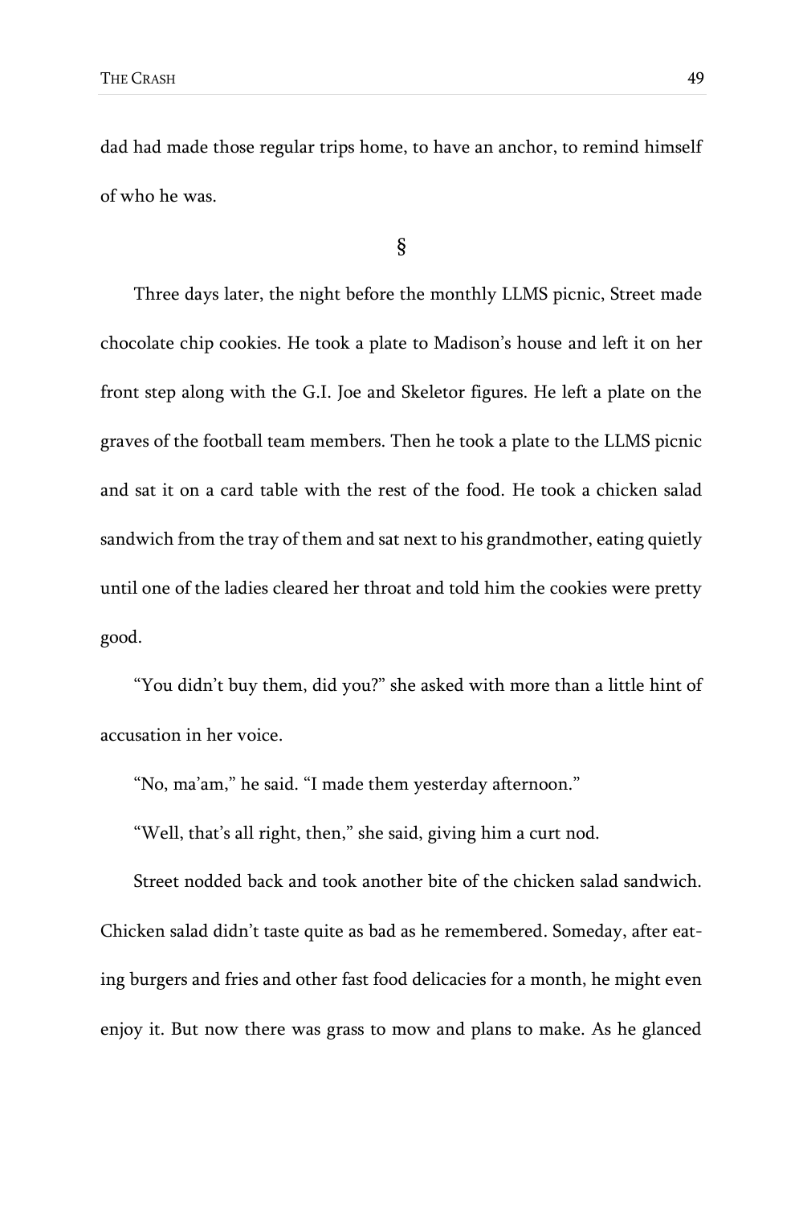dad had made those regular trips home, to have an anchor, to remind himself of who he was.

§

Three days later, the night before the monthly LLMS picnic, Street made chocolate chip cookies. He took a plate to Madison's house and left it on her front step along with the G.I. Joe and Skeletor figures. He left a plate on the graves of the football team members. Then he took a plate to the LLMS picnic and sat it on a card table with the rest of the food. He took a chicken salad sandwich from the tray of them and sat next to his grandmother, eating quietly until one of the ladies cleared her throat and told him the cookies were pretty good.

"You didn't buy them, did you?" she asked with more than a little hint of accusation in her voice.

"No, ma'am," he said. "I made them yesterday afternoon."

"Well, that's all right, then," she said, giving him a curt nod.

Street nodded back and took another bite of the chicken salad sandwich. Chicken salad didn't taste quite as bad as he remembered. Someday, after eating burgers and fries and other fast food delicacies for a month, he might even enjoy it. But now there was grass to mow and plans to make. As he glanced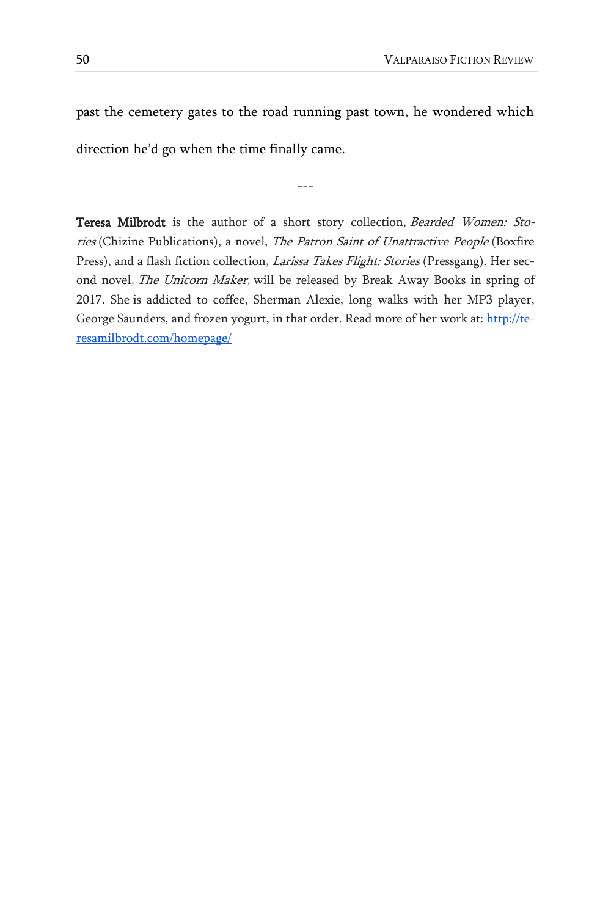past the cemetery gates to the road running past town, he wondered which direction he'd go when the time finally came.

---

**Teresa Milbrodt** is the author of a short story collection, *Bearded Women: Stories* (Chizine Publications), a novel, *The Patron Saint of Unattractive People* (Boxfire Press), and a flash fiction collection, *Larissa Takes Flight: Stories* (Pressgang). Her second novel, *The Unicorn Maker,* will be released by Break Away Books in spring of 2017. She is addicted to coffee, Sherman Alexie, long walks with her MP3 player, George Saunders, and frozen yogurt, in that order. Read more of her work at: [http://teresamilbrodt.com/homepage/](http://teresamilbrodt.com/homepage/)